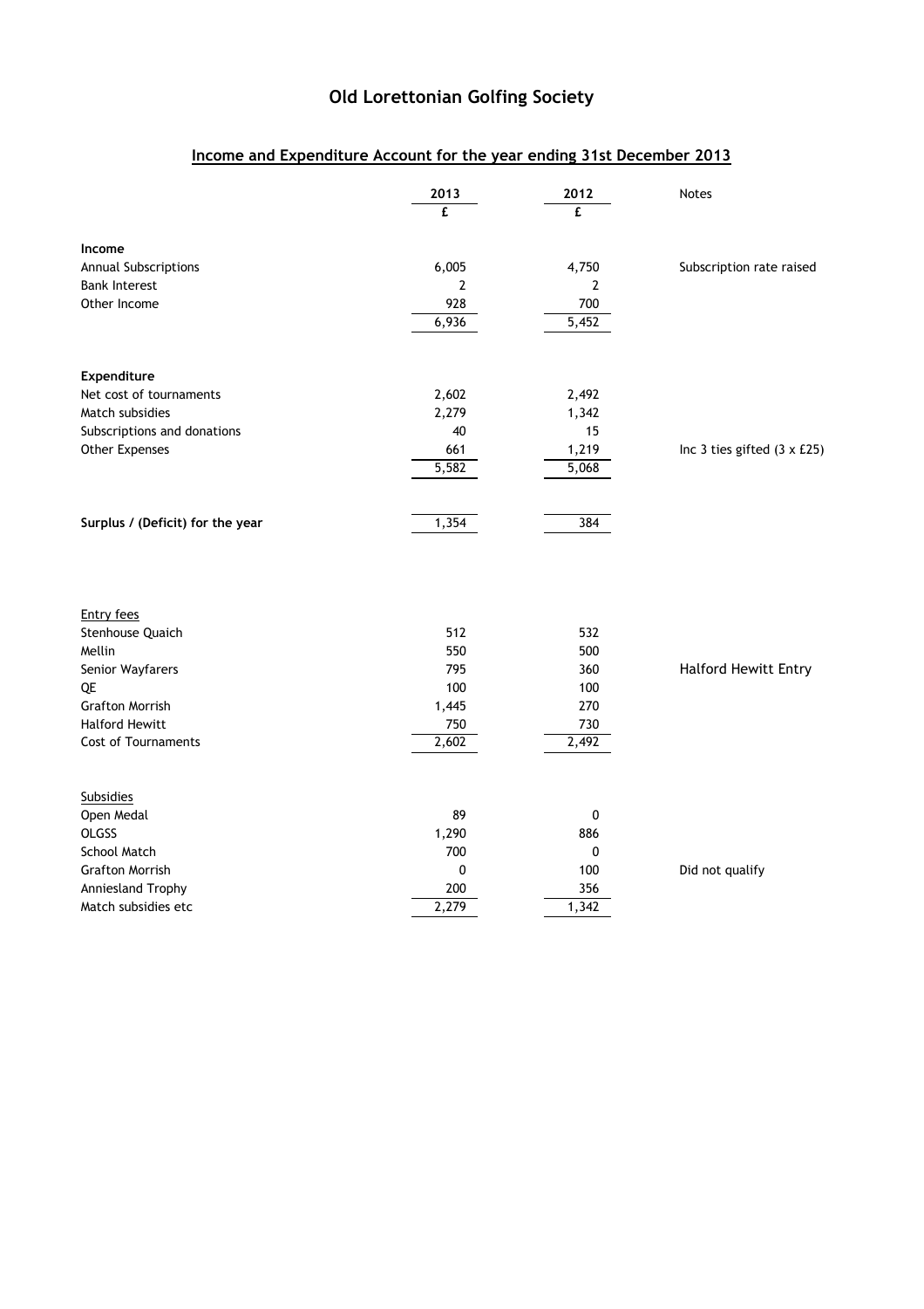# Old Lorettonian Golfing Society

## Income and Expenditure Account for the year ending 31st December 2013

| | 2013 | 2012 | Notes |
|---|---|---|---|
| | £ | £ | |
| **Income** | | | |
| Annual Subscriptions | 6,005 | 4,750 | Subscription rate raised |
| Bank Interest | 2 | 2 | |
| Other Income | 928 | 700 | |
| | 6,936 | 5,452 | |
| **Expenditure** | | | |
| Net cost of tournaments | 2,602 | 2,492 | |
| Match subsidies | 2,279 | 1,342 | |
| Subscriptions and donations | 40 | 15 | |
| Other Expenses | 661 | 1,219 | Inc 3 ties gifted (3 x £25) |
| | 5,582 | 5,068 | |
| **Surplus / (Deficit) for the year** | 1,354 | 384 | |

| | 2013 | 2012 | Notes |
|---|---|---|---|
| Entry fees | | | |
| Stenhouse Quaich | 512 | 532 | |
| Mellin | 550 | 500 | |
| Senior Wayfarers | 795 | 360 | Halford Hewitt Entry |
| QE | 100 | 100 | |
| Grafton Morrish | 1,445 | 270 | |
| Halford Hewitt | 750 | 730 | |
| Cost of Tournaments | 2,602 | 2,492 | |

| | 2013 | 2012 | Notes |
|---|---|---|---|
| Subsidies | | | |
| Open Medal | 89 | 0 | |
| OLGSS | 1,290 | 886 | |
| School Match | 700 | 0 | |
| Grafton Morrish | 0 | 100 | Did not qualify |
| Anniesland Trophy | 200 | 356 | |
| Match subsidies etc | 2,279 | 1,342 | |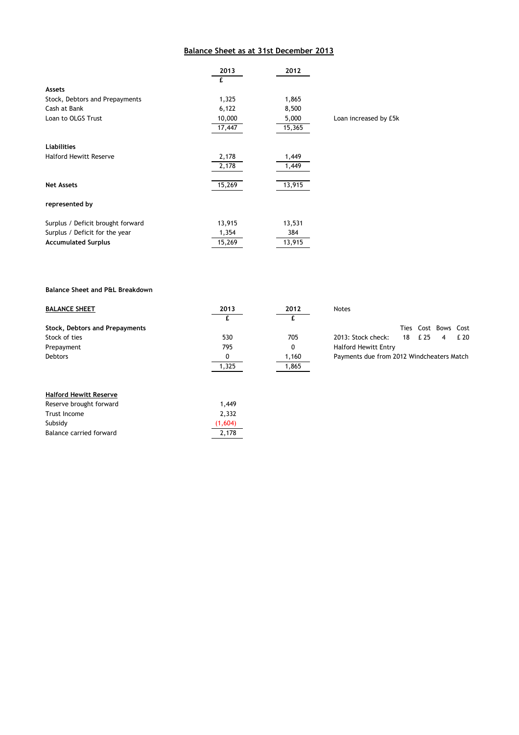## Balance Sheet as at 31st December 2013

| | 2013 | 2012 | |
|---|---|---|---|
| | £ | | |
| **Assets** | | | |
| Stock, Debtors and Prepayments | 1,325 | 1,865 | |
| Cash at Bank | 6,122 | 8,500 | |
| Loan to OLGS Trust | 10,000 | 5,000 | Loan increased by £5k |
| | 17,447 | 15,365 | |
| **Liabilities** | | | |
| Halford Hewitt Reserve | 2,178 | 1,449 | |
| | 2,178 | 1,449 | |
| **Net Assets** | 15,269 | 13,915 | |
| **represented by** | | | |
| Surplus / Deficit brought forward | 13,915 | 13,531 | |
| Surplus / Deficit for the year | 1,354 | 384 | |
| **Accumulated Surplus** | 15,269 | 13,915 | |

**Balance Sheet and P&L Breakdown**

| **BALANCE SHEET** | 2013 | 2012 | Notes | | | | |
|---|---|---|---|---|---|---|---|
| | £ | £ | | | | | |
| **Stock, Debtors and Prepayments** | | | | Ties | Cost | Bows | Cost |
| Stock of ties | 530 | 705 | 2013: Stock check: | 18 | £ 25 | 4 | £ 20 |
| Prepayment | 795 | 0 | Halford Hewitt Entry | | | | |
| Debtors | 0 | 1,160 | Payments due from 2012 Windcheaters Match | | | | |
| | 1,325 | 1,865 | | | | | |

| **Halford Hewitt Reserve** | |
|---|---|
| Reserve brought forward | 1,449 |
| Trust Income | 2,332 |
| Subsidy | (1,604) |
| Balance carried forward | 2,178 |